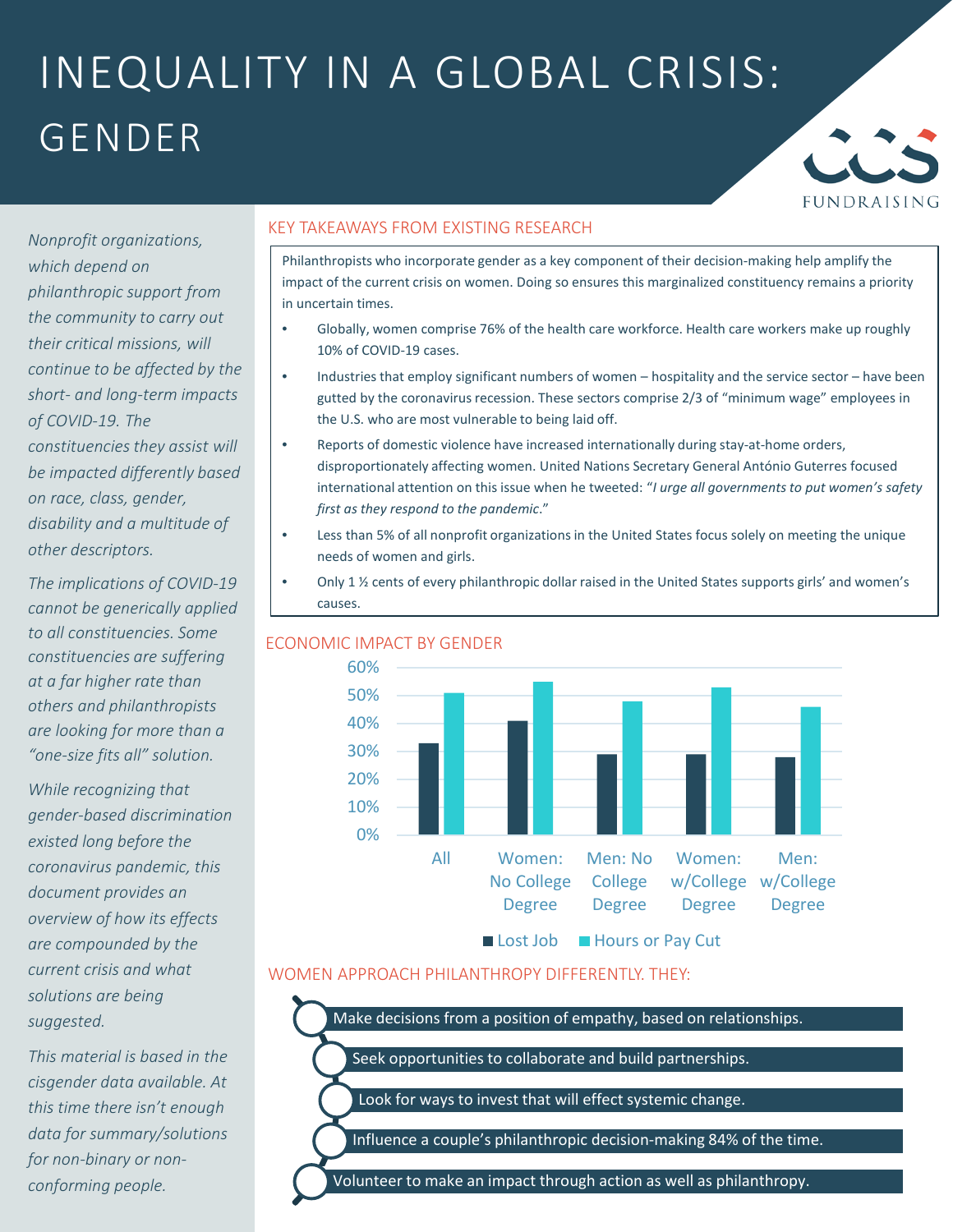# INEQUALITY IN A GLOBAL CRISIS: GENDER

CCS FUNDRAISING

*Nonprofit organizations, which depend on philanthropic support from the community to carry out their critical missions, will continue to be affected by the short- and long-term impacts of COVID-19. The constituencies they assist will be impacted differently based on race, class, gender, disability and a multitude of other descriptors.*

*The implications of COVID-19 cannot be generically applied to all constituencies. Some constituencies are suffering at a far higher rate than others and philanthropists are looking for more than a "one-size fits all" solution.*

*While recognizing that gender-based discrimination existed long before the coronavirus pandemic, this document provides an overview of how its effects are compounded by the current crisis and what solutions are being suggested.*

*This material is based in the cisgender data available. At this time there isn't enough data for summary/solutions for non-binary or non-conforming people.*

## KEY TAKEAWAYS FROM EXISTING RESEARCH

Philanthropists who incorporate gender as a key component of their decision-making help amplify the impact of the current crisis on women. Doing so ensures this marginalized constituency remains a priority in uncertain times.

- Globally, women comprise 76% of the health care workforce. Health care workers make up roughly 10% of COVID-19 cases.
- Industries that employ significant numbers of women – hospitality and the service sector – have been gutted by the coronavirus recession. These sectors comprise 2/3 of "minimum wage" employees in the U.S. who are most vulnerable to being laid off.
- Reports of domestic violence have increased internationally during stay-at-home orders, disproportionately affecting women. United Nations Secretary General António Guterres focused international attention on this issue when he tweeted: "*I urge all governments to put women's safety first as they respond to the pandemic*."
- Less than 5% of all nonprofit organizations in the United States focus solely on meeting the unique needs of women and girls.
- Only 1 ½ cents of every philanthropic dollar raised in the United States supports girls' and women's causes.

## ECONOMIC IMPACT BY GENDER

| | Lost Job | Hours or Pay Cut |
|---|---|---|
| All | 33% | 51% |
| Women: No College Degree | 41% | 55% |
| Men: No College Degree | 29% | 48% |
| Women: w/College Degree | 29% | 53% |
| Men: w/College Degree | 28% | 46% |

## WOMEN APPROACH PHILANTHROPY DIFFERENTLY. THEY:

- Make decisions from a position of empathy, based on relationships.
- Seek opportunities to collaborate and build partnerships.
- Look for ways to invest that will effect systemic change.
- Influence a couple's philanthropic decision-making 84% of the time.
- Volunteer to make an impact through action as well as philanthropy.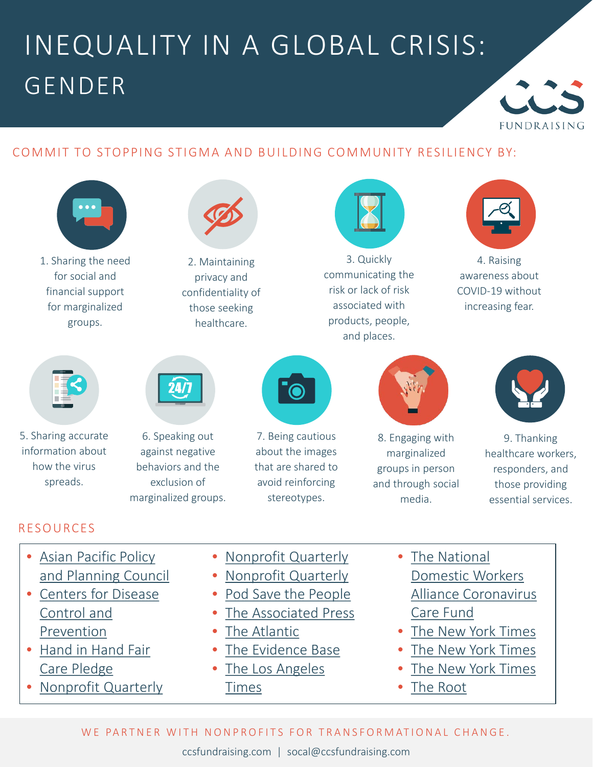# INEQUALITY IN A GLOBAL CRISIS: GENDER

CCS FUNDRAISING

## COMMIT TO STOPPING STIGMA AND BUILDING COMMUNITY RESILIENCY BY:

1. Sharing the need for social and financial support for marginalized groups.
2. Maintaining privacy and confidentiality of those seeking healthcare.
3. Quickly communicating the risk or lack of risk associated with products, people, and places.
4. Raising awareness about COVID-19 without increasing fear.
5. Sharing accurate information about how the virus spreads.
6. Speaking out against negative behaviors and the exclusion of marginalized groups.
7. Being cautious about the images that are shared to avoid reinforcing stereotypes.
8. Engaging with marginalized groups in person and through social media.
9. Thanking healthcare workers, responders, and those providing essential services.

## RESOURCES

- Asian Pacific Policy and Planning Council
- Centers for Disease Control and Prevention
- Hand in Hand Fair Care Pledge
- Nonprofit Quarterly
- Nonprofit Quarterly
- Nonprofit Quarterly
- Pod Save the People
- The Associated Press
- The Atlantic
- The Evidence Base
- The Los Angeles Times
- The National Domestic Workers Alliance Coronavirus Care Fund
- The New York Times
- The New York Times
- The New York Times
- The Root

WE PARTNER WITH NONPROFITS FOR TRANSFORMATIONAL CHANGE.

ccsfundraising.com | socal@ccsfundraising.com